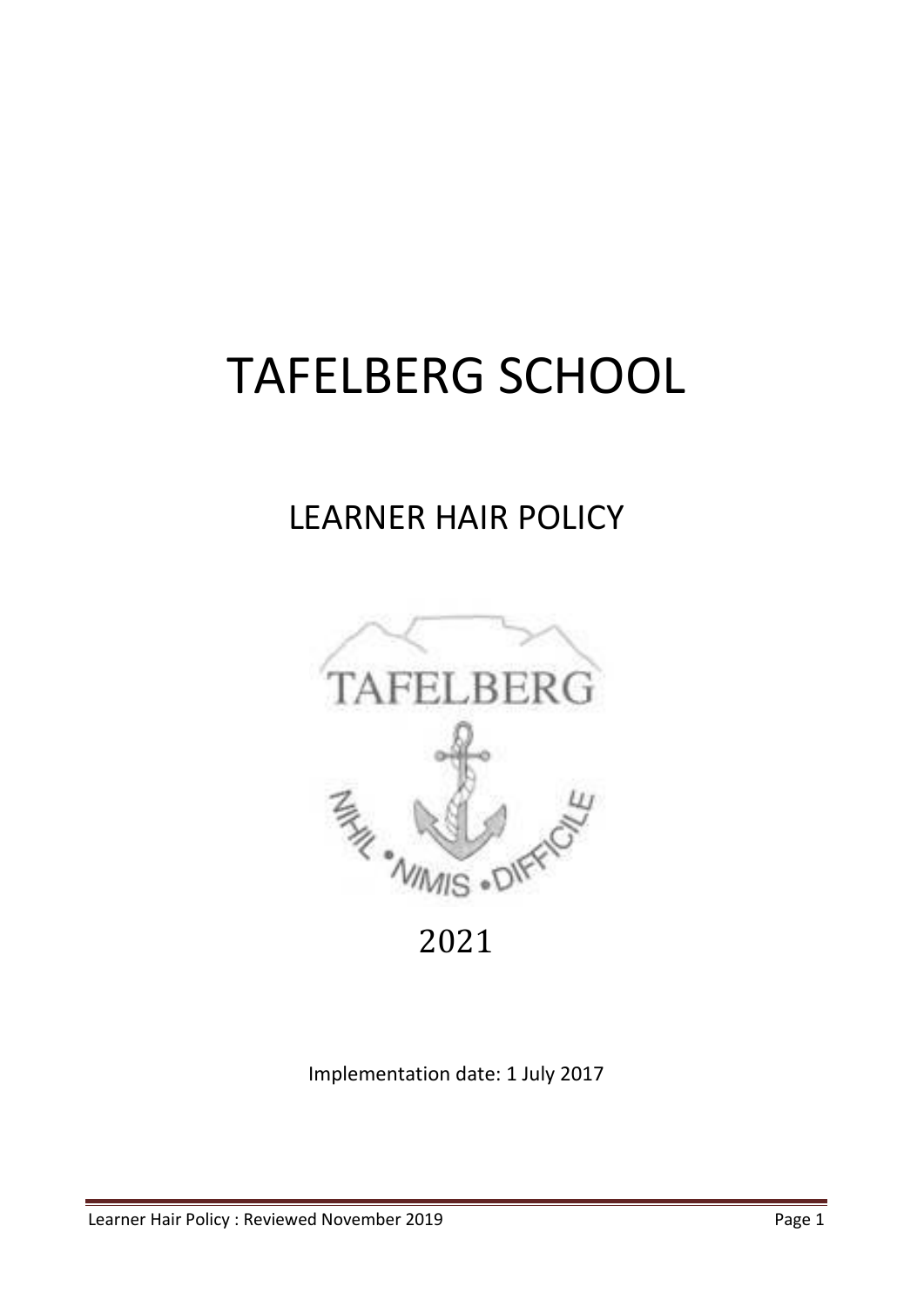# TAFELBERG SCHOOL

## LEARNER HAIR POLICY

TAFELBERG

NIHIL • NIMIS • DIFFICILE

2021

Implementation date: 1 July 2017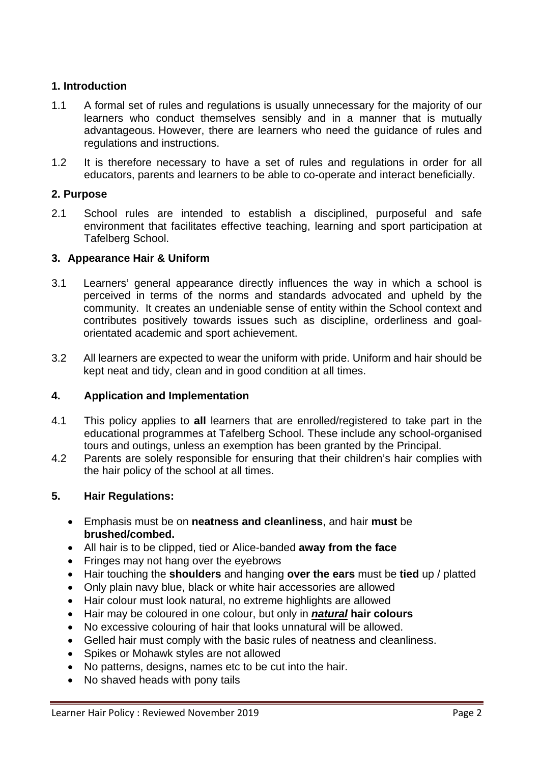## 1. Introduction

1.1 A formal set of rules and regulations is usually unnecessary for the majority of our learners who conduct themselves sensibly and in a manner that is mutually advantageous. However, there are learners who need the guidance of rules and regulations and instructions.

1.2 It is therefore necessary to have a set of rules and regulations in order for all educators, parents and learners to be able to co-operate and interact beneficially.

## 2. Purpose

2.1 School rules are intended to establish a disciplined, purposeful and safe environment that facilitates effective teaching, learning and sport participation at Tafelberg School.

## 3. Appearance Hair & Uniform

3.1 Learners' general appearance directly influences the way in which a school is perceived in terms of the norms and standards advocated and upheld by the community. It creates an undeniable sense of entity within the School context and contributes positively towards issues such as discipline, orderliness and goal-orientated academic and sport achievement.

3.2 All learners are expected to wear the uniform with pride. Uniform and hair should be kept neat and tidy, clean and in good condition at all times.

## 4. Application and Implementation

4.1 This policy applies to **all** learners that are enrolled/registered to take part in the educational programmes at Tafelberg School. These include any school-organised tours and outings, unless an exemption has been granted by the Principal.

4.2 Parents are solely responsible for ensuring that their children's hair complies with the hair policy of the school at all times.

## 5. Hair Regulations:

- Emphasis must be on **neatness and cleanliness**, and hair **must** be **brushed/combed.**
- All hair is to be clipped, tied or Alice-banded **away from the face**
- Fringes may not hang over the eyebrows
- Hair touching the **shoulders** and hanging **over the ears** must be **tied** up / platted
- Only plain navy blue, black or white hair accessories are allowed
- Hair colour must look natural, no extreme highlights are allowed
- Hair may be coloured in one colour, but only in ***natural*** **hair colours**
- No excessive colouring of hair that looks unnatural will be allowed.
- Gelled hair must comply with the basic rules of neatness and cleanliness.
- Spikes or Mohawk styles are not allowed
- No patterns, designs, names etc to be cut into the hair.
- No shaved heads with pony tails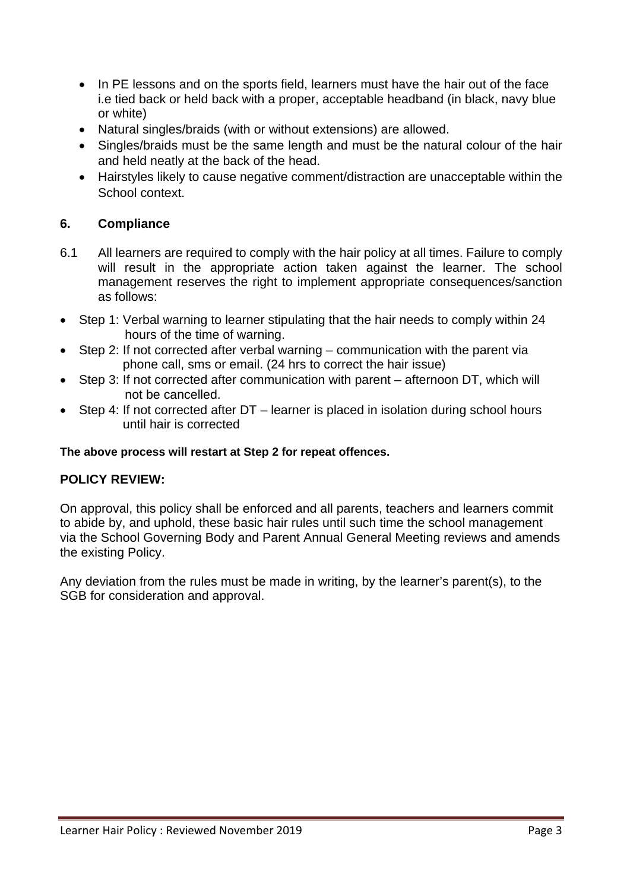- In PE lessons and on the sports field, learners must have the hair out of the face i.e tied back or held back with a proper, acceptable headband (in black, navy blue or white)
- Natural singles/braids (with or without extensions) are allowed.
- Singles/braids must be the same length and must be the natural colour of the hair and held neatly at the back of the head.
- Hairstyles likely to cause negative comment/distraction are unacceptable within the School context.

## 6. Compliance

6.1 All learners are required to comply with the hair policy at all times. Failure to comply will result in the appropriate action taken against the learner. The school management reserves the right to implement appropriate consequences/sanction as follows:

- Step 1: Verbal warning to learner stipulating that the hair needs to comply within 24 hours of the time of warning.
- Step 2: If not corrected after verbal warning – communication with the parent via phone call, sms or email. (24 hrs to correct the hair issue)
- Step 3: If not corrected after communication with parent – afternoon DT, which will not be cancelled.
- Step 4: If not corrected after DT – learner is placed in isolation during school hours until hair is corrected

**The above process will restart at Step 2 for repeat offences.**

## POLICY REVIEW:

On approval, this policy shall be enforced and all parents, teachers and learners commit to abide by, and uphold, these basic hair rules until such time the school management via the School Governing Body and Parent Annual General Meeting reviews and amends the existing Policy.

Any deviation from the rules must be made in writing, by the learner's parent(s), to the SGB for consideration and approval.